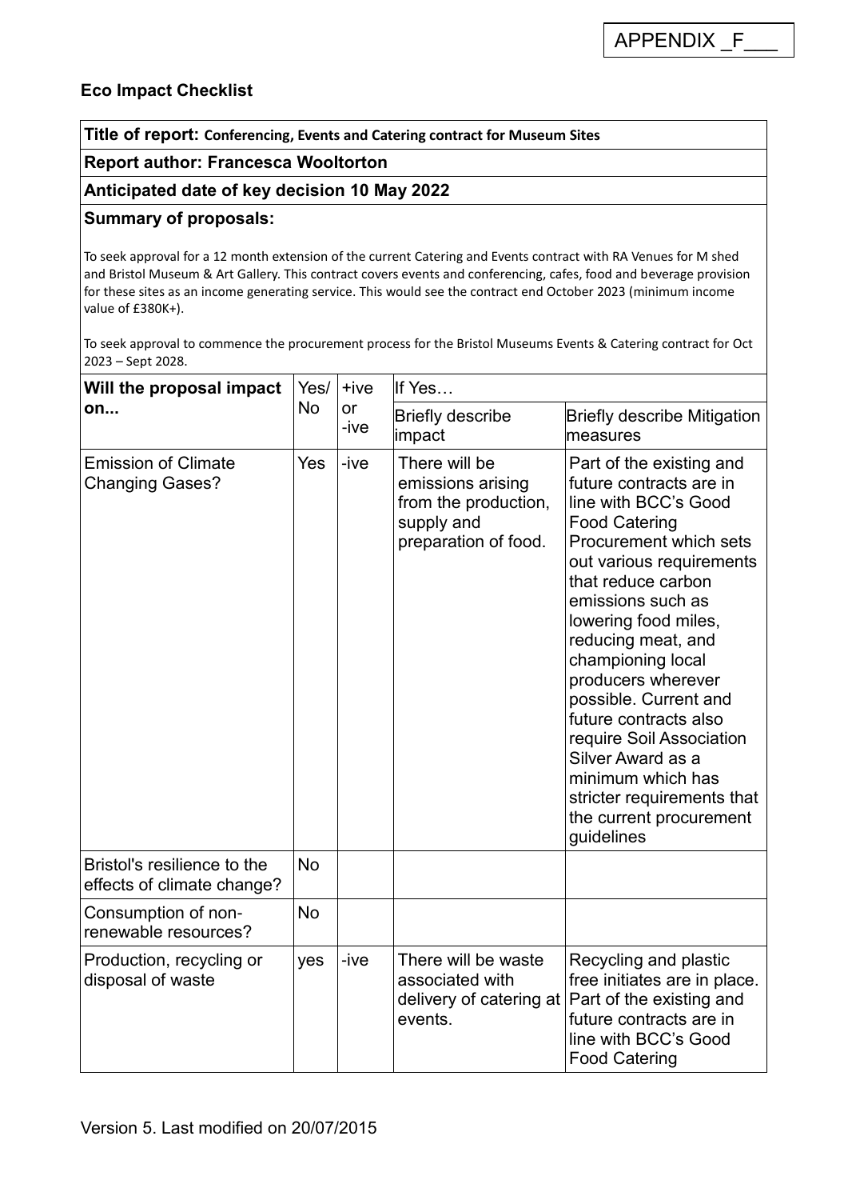APPENDIX _F___

**Eco Impact Checklist**

**Title of report: Conferencing, Events and Catering contract for Museum Sites**

**Report author: Francesca Wooltorton**

**Anticipated date of key decision 10 May 2022**

**Summary of proposals:**

To seek approval for a 12 month extension of the current Catering and Events contract with RA Venues for M shed and Bristol Museum & Art Gallery. This contract covers events and conferencing, cafes, food and beverage provision for these sites as an income generating service. This would see the contract end October 2023 (minimum income value of £380K+).

To seek approval to commence the procurement process for the Bristol Museums Events & Catering contract for Oct 2023 – Sept 2028.

| Will the proposal impact on... | Yes/ No | +ive or -ive | If Yes… | |
|---|---|---|---|---|
| | | | Briefly describe impact | Briefly describe Mitigation measures |
| Emission of Climate Changing Gases? | Yes | -ive | There will be emissions arising from the production, supply and preparation of food. | Part of the existing and future contracts are in line with BCC's Good Food Catering Procurement which sets out various requirements that reduce carbon emissions such as lowering food miles, reducing meat, and championing local producers wherever possible. Current and future contracts also require Soil Association Silver Award as a minimum which has stricter requirements that the current procurement guidelines |
| Bristol's resilience to the effects of climate change? | No | | | |
| Consumption of non-renewable resources? | No | | | |
| Production, recycling or disposal of waste | yes | -ive | There will be waste associated with delivery of catering at events. | Recycling and plastic free initiates are in place. Part of the existing and future contracts are in line with BCC's Good Food Catering |

Version 5. Last modified on 20/07/2015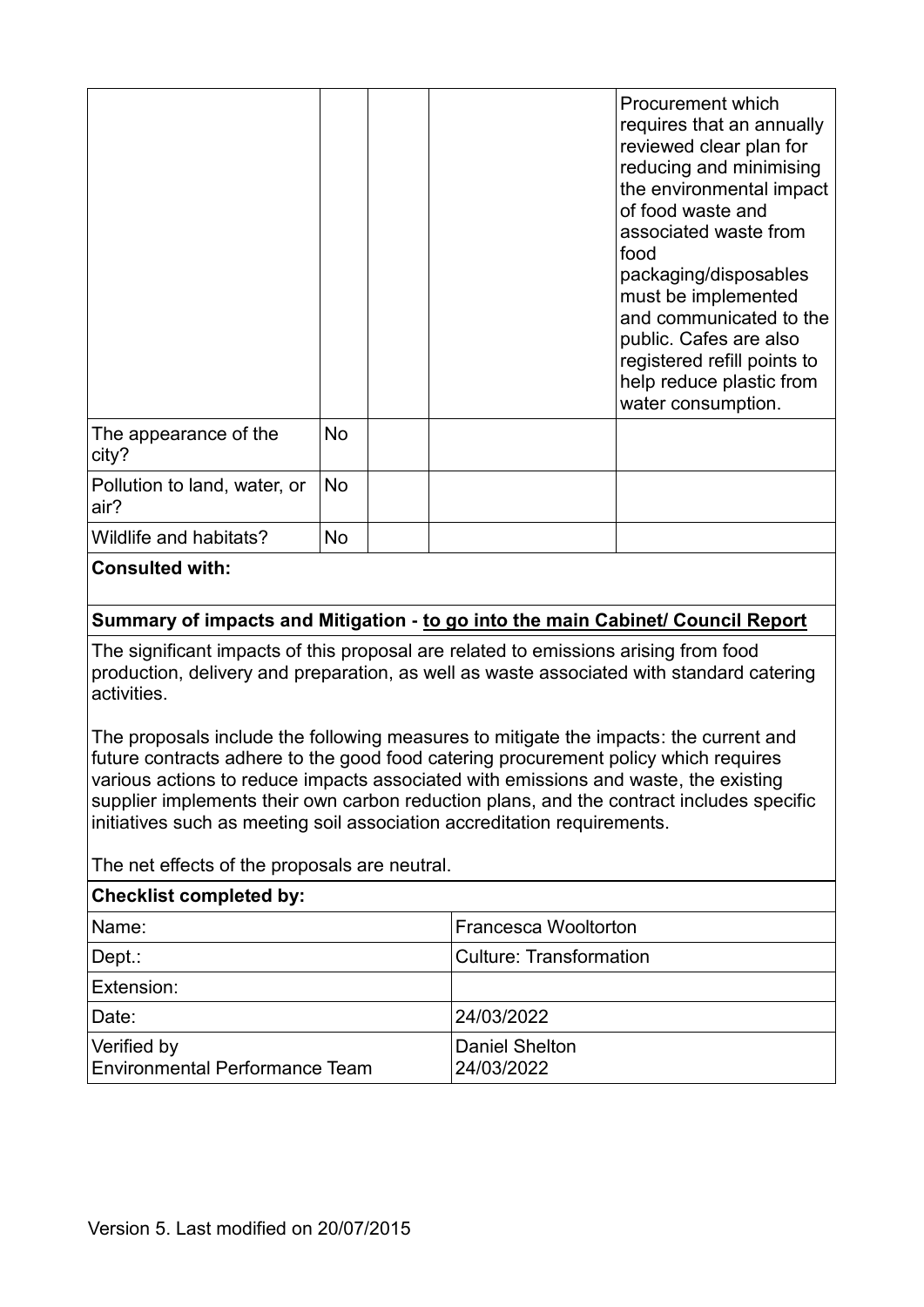| | | | | |
|---|---|---|---|---|
| | | | | Procurement which requires that an annually reviewed clear plan for reducing and minimising the environmental impact of food waste and associated waste from food packaging/disposables must be implemented and communicated to the public. Cafes are also registered refill points to help reduce plastic from water consumption. |
| The appearance of the city? | No | | | |
| Pollution to land, water, or air? | No | | | |
| Wildlife and habitats? | No | | | |

**Consulted with:**

**Summary of impacts and Mitigation - <u>to go into the main Cabinet/ Council Report</u>**

The significant impacts of this proposal are related to emissions arising from food production, delivery and preparation, as well as waste associated with standard catering activities.

The proposals include the following measures to mitigate the impacts: the current and future contracts adhere to the good food catering procurement policy which requires various actions to reduce impacts associated with emissions and waste, the existing supplier implements their own carbon reduction plans, and the contract includes specific initiatives such as meeting soil association accreditation requirements.

The net effects of the proposals are neutral.

**Checklist completed by:**

| | |
|---|---|
| Name: | Francesca Wooltorton |
| Dept.: | Culture: Transformation |
| Extension: | |
| Date: | 24/03/2022 |
| Verified by Environmental Performance Team | Daniel Shelton 24/03/2022 |

Version 5. Last modified on 20/07/2015